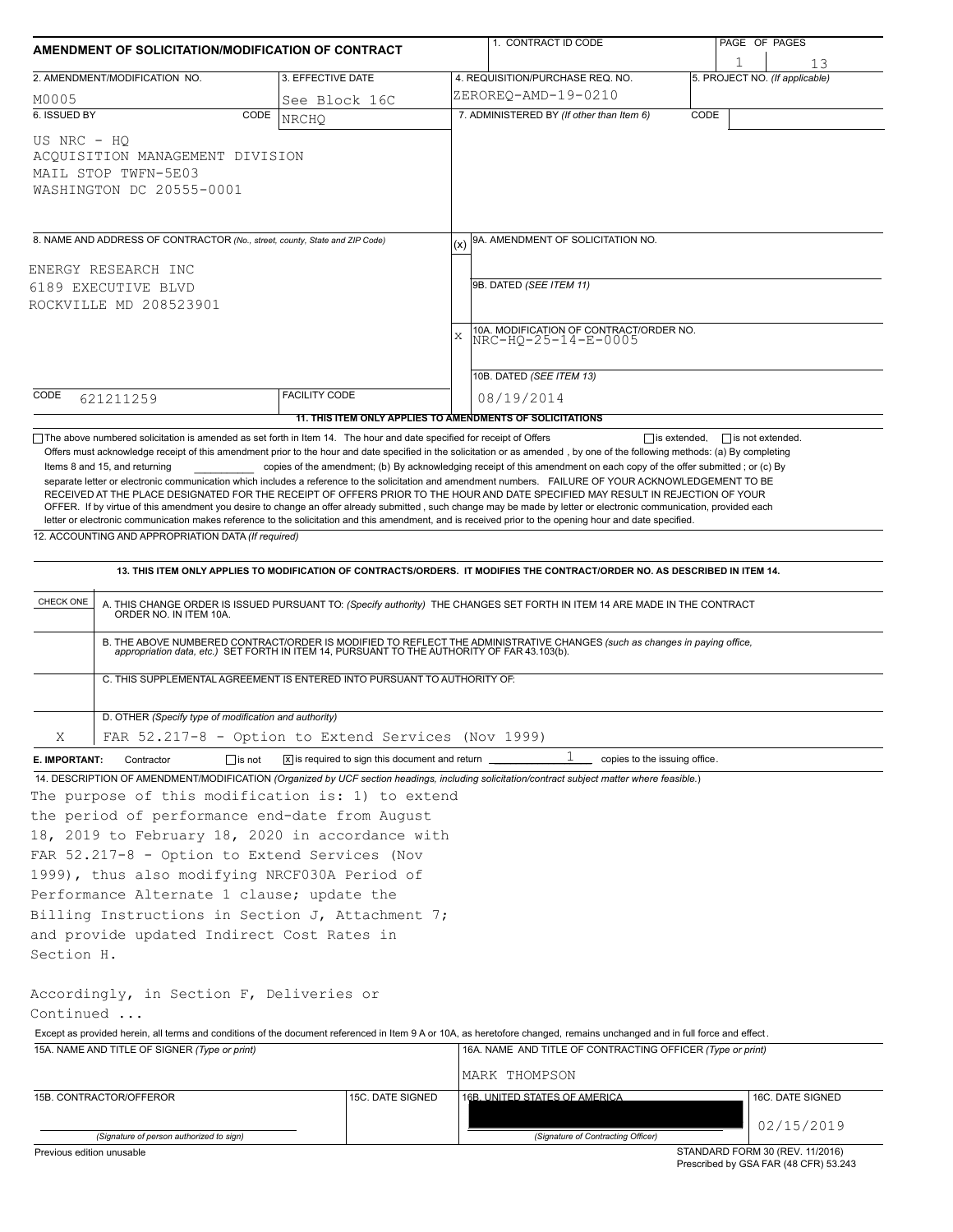# AMENDMENT OF SOLICITATION/MODIFICATION OF CONTRACT

| | |
|---|---|
| 1. CONTRACT ID CODE | |
| PAGE OF PAGES | 1 13 |
| 2. AMENDMENT/MODIFICATION NO. | M0005 |
| 3. EFFECTIVE DATE | See Block 16C |
| 4. REQUISITION/PURCHASE REQ. NO. | ZEROREQ-AMD-19-0210 |
| 5. PROJECT NO. (If applicable) | |
| 6. ISSUED BY CODE | NRCHQ |
| 7. ADMINISTERED BY (If other than Item 6) CODE | |

**6. ISSUED BY**

US NRC - HQ
ACQUISITION MANAGEMENT DIVISION
MAIL STOP TWFN-5E03
WASHINGTON DC 20555-0001

**8. NAME AND ADDRESS OF CONTRACTOR** *(No., street, county, State and ZIP Code)*

ENERGY RESEARCH INC
6189 EXECUTIVE BLVD
ROCKVILLE MD 208523901

CODE 621211259 FACILITY CODE

(x) 9A. AMENDMENT OF SOLICITATION NO.

9B. DATED *(SEE ITEM 11)*

X 10A. MODIFICATION OF CONTRACT/ORDER NO. NRC-HQ-25-14-E-0005

10B. DATED *(SEE ITEM 13)* 08/19/2014

**11. THIS ITEM ONLY APPLIES TO AMENDMENTS OF SOLICITATIONS**

☐ The above numbered solicitation is amended as set forth in Item 14. The hour and date specified for receipt of Offers ☐ is extended, ☐ is not extended.

Offers must acknowledge receipt of this amendment prior to the hour and date specified in the solicitation or as amended, by one of the following methods: (a) By completing Items 8 and 15, and returning \_\_\_\_\_\_\_\_\_\_ copies of the amendment; (b) By acknowledging receipt of this amendment on each copy of the offer submitted ; or (c) By separate letter or electronic communication which includes a reference to the solicitation and amendment numbers. FAILURE OF YOUR ACKNOWLEDGEMENT TO BE RECEIVED AT THE PLACE DESIGNATED FOR THE RECEIPT OF OFFERS PRIOR TO THE HOUR AND DATE SPECIFIED MAY RESULT IN REJECTION OF YOUR OFFER. If by virtue of this amendment you desire to change an offer already submitted , such change may be made by letter or electronic communication, provided each letter or electronic communication makes reference to the solicitation and this amendment, and is received prior to the opening hour and date specified.

12. ACCOUNTING AND APPROPRIATION DATA *(If required)*

**13. THIS ITEM ONLY APPLIES TO MODIFICATION OF CONTRACTS/ORDERS. IT MODIFIES THE CONTRACT/ORDER NO. AS DESCRIBED IN ITEM 14.**

| CHECK ONE | |
|---|---|
| | A. THIS CHANGE ORDER IS ISSUED PURSUANT TO: *(Specify authority)* THE CHANGES SET FORTH IN ITEM 14 ARE MADE IN THE CONTRACT ORDER NO. IN ITEM 10A. |
| | B. THE ABOVE NUMBERED CONTRACT/ORDER IS MODIFIED TO REFLECT THE ADMINISTRATIVE CHANGES *(such as changes in paying office, appropriation data, etc.)* SET FORTH IN ITEM 14, PURSUANT TO THE AUTHORITY OF FAR 43.103(b). |
| | C. THIS SUPPLEMENTAL AGREEMENT IS ENTERED INTO PURSUANT TO AUTHORITY OF: |
| X | D. OTHER *(Specify type of modification and authority)* FAR 52.217-8 - Option to Extend Services (Nov 1999) |

**E. IMPORTANT:** Contractor ☐ is not ☒ is required to sign this document and return 1 copies to the issuing office.

14. DESCRIPTION OF AMENDMENT/MODIFICATION *(Organized by UCF section headings, including solicitation/contract subject matter where feasible.)*

The purpose of this modification is: 1) to extend the period of performance end-date from August 18, 2019 to February 18, 2020 in accordance with FAR 52.217-8 - Option to Extend Services (Nov 1999), thus also modifying NRCF030A Period of Performance Alternate 1 clause; update the Billing Instructions in Section J, Attachment 7; and provide updated Indirect Cost Rates in Section H.

Accordingly, in Section F, Deliveries or
Continued ...

Except as provided herein, all terms and conditions of the document referenced in Item 9 A or 10A, as heretofore changed, remains unchanged and in full force and effect.

| | |
|---|---|
| 15A. NAME AND TITLE OF SIGNER *(Type or print)* | 16A. NAME AND TITLE OF CONTRACTING OFFICER *(Type or print)* MARK THOMPSON |
| 15B. CONTRACTOR/OFFEROR *(Signature of person authorized to sign)* | 16B. UNITED STATES OF AMERICA *(Signature of Contracting Officer)* |
| 15C. DATE SIGNED | 16C. DATE SIGNED 02/15/2019 |

Previous edition unusable

STANDARD FORM 30 (REV. 11/2016)
Prescribed by GSA FAR (48 CFR) 53.243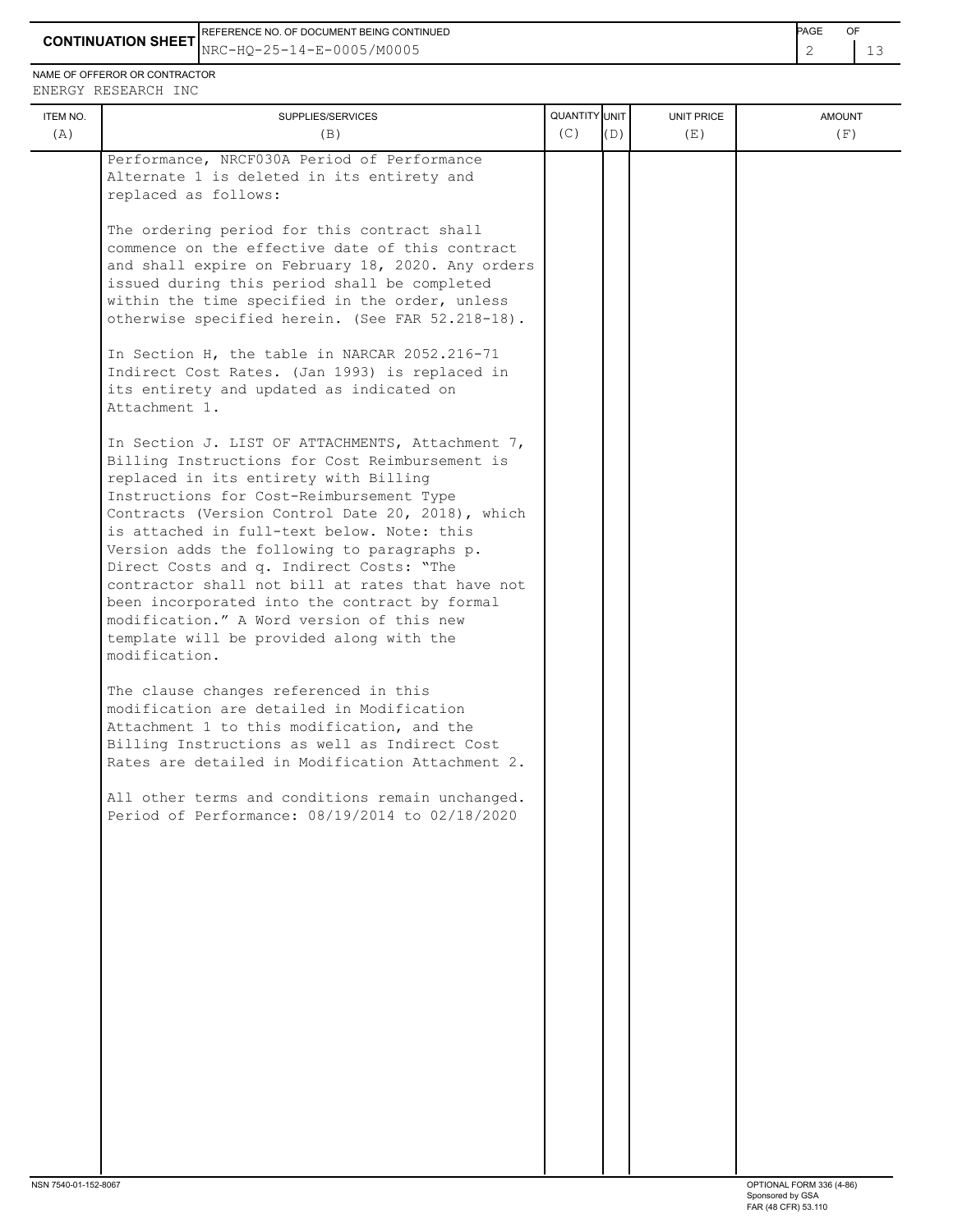**CONTINUATION SHEET**

REFERENCE NO. OF DOCUMENT BEING CONTINUED: NRC-HQ-25-14-E-0005/M0005

NAME OF OFFEROR OR CONTRACTOR: ENERGY RESEARCH INC

| ITEM NO. (A) | SUPPLIES/SERVICES (B) | QUANTITY (C) | UNIT (D) | UNIT PRICE (E) | AMOUNT (F) |
|---|---|---|---|---|---|
| | Performance, NRCF030A Period of Performance Alternate 1 is deleted in its entirety and replaced as follows: | | | | |
| | The ordering period for this contract shall commence on the effective date of this contract and shall expire on February 18, 2020. Any orders issued during this period shall be completed within the time specified in the order, unless otherwise specified herein. (See FAR 52.218-18). | | | | |
| | In Section H, the table in NARCAR 2052.216-71 Indirect Cost Rates. (Jan 1993) is replaced in its entirety and updated as indicated on Attachment 1. | | | | |
| | In Section J. LIST OF ATTACHMENTS, Attachment 7, Billing Instructions for Cost Reimbursement is replaced in its entirety with Billing Instructions for Cost-Reimbursement Type Contracts (Version Control Date 20, 2018), which is attached in full-text below. Note: this Version adds the following to paragraphs p. Direct Costs and q. Indirect Costs: "The contractor shall not bill at rates that have not been incorporated into the contract by formal modification." A Word version of this new template will be provided along with the modification. | | | | |
| | The clause changes referenced in this modification are detailed in Modification Attachment 1 to this modification, and the Billing Instructions as well as Indirect Cost Rates are detailed in Modification Attachment 2. | | | | |
| | All other terms and conditions remain unchanged. Period of Performance: 08/19/2014 to 02/18/2020 | | | | |

NSN 7540-01-152-8067

OPTIONAL FORM 336 (4-86)
Sponsored by GSA
FAR (48 CFR) 53.110